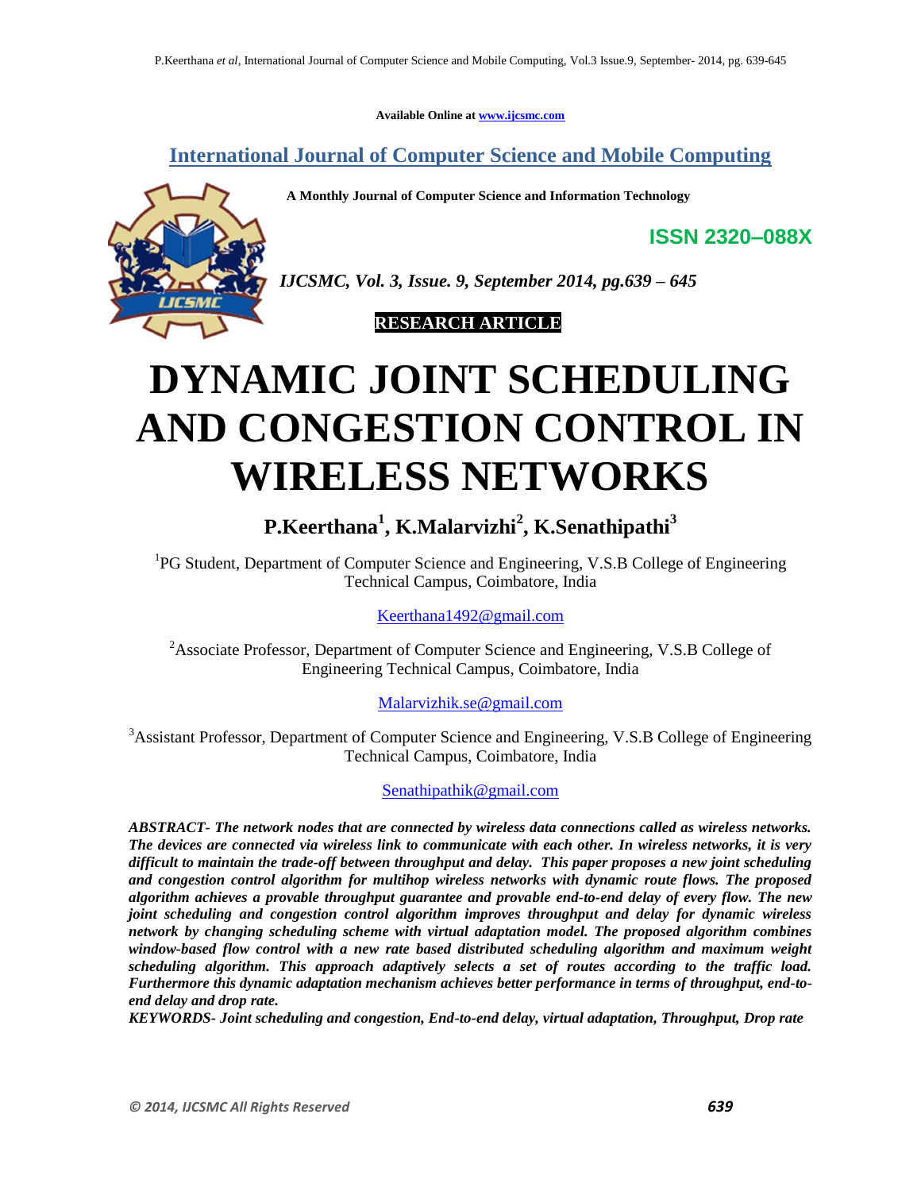Available Online at www.ijcsmc.com

# International Journal of Computer Science and Mobile Computing

**A Monthly Journal of Computer Science and Information Technology**

**ISSN 2320–088X**

***IJCSMC, Vol. 3, Issue. 9, September 2014, pg.639 – 645***

**RESEARCH ARTICLE**

# DYNAMIC JOINT SCHEDULING AND CONGESTION CONTROL IN WIRELESS NETWORKS

## P.Keerthana[1], K.Malarvizhi[2], K.Senathipathi[3]

[1]PG Student, Department of Computer Science and Engineering, V.S.B College of Engineering Technical Campus, Coimbatore, India

Keerthana1492@gmail.com

[2]Associate Professor, Department of Computer Science and Engineering, V.S.B College of Engineering Technical Campus, Coimbatore, India

Malarvizhik.se@gmail.com

[3]Assistant Professor, Department of Computer Science and Engineering, V.S.B College of Engineering Technical Campus, Coimbatore, India

Senathipathik@gmail.com

***ABSTRACT- The network nodes that are connected by wireless data connections called as wireless networks. The devices are connected via wireless link to communicate with each other. In wireless networks, it is very difficult to maintain the trade-off between throughput and delay. This paper proposes a new joint scheduling and congestion control algorithm for multihop wireless networks with dynamic route flows. The proposed algorithm achieves a provable throughput guarantee and provable end-to-end delay of every flow. The new joint scheduling and congestion control algorithm improves throughput and delay for dynamic wireless network by changing scheduling scheme with virtual adaptation model. The proposed algorithm combines window-based flow control with a new rate based distributed scheduling algorithm and maximum weight scheduling algorithm. This approach adaptively selects a set of routes according to the traffic load. Furthermore this dynamic adaptation mechanism achieves better performance in terms of throughput, end-to-end delay and drop rate.***

***KEYWORDS- Joint scheduling and congestion, End-to-end delay, virtual adaptation, Throughput, Drop rate***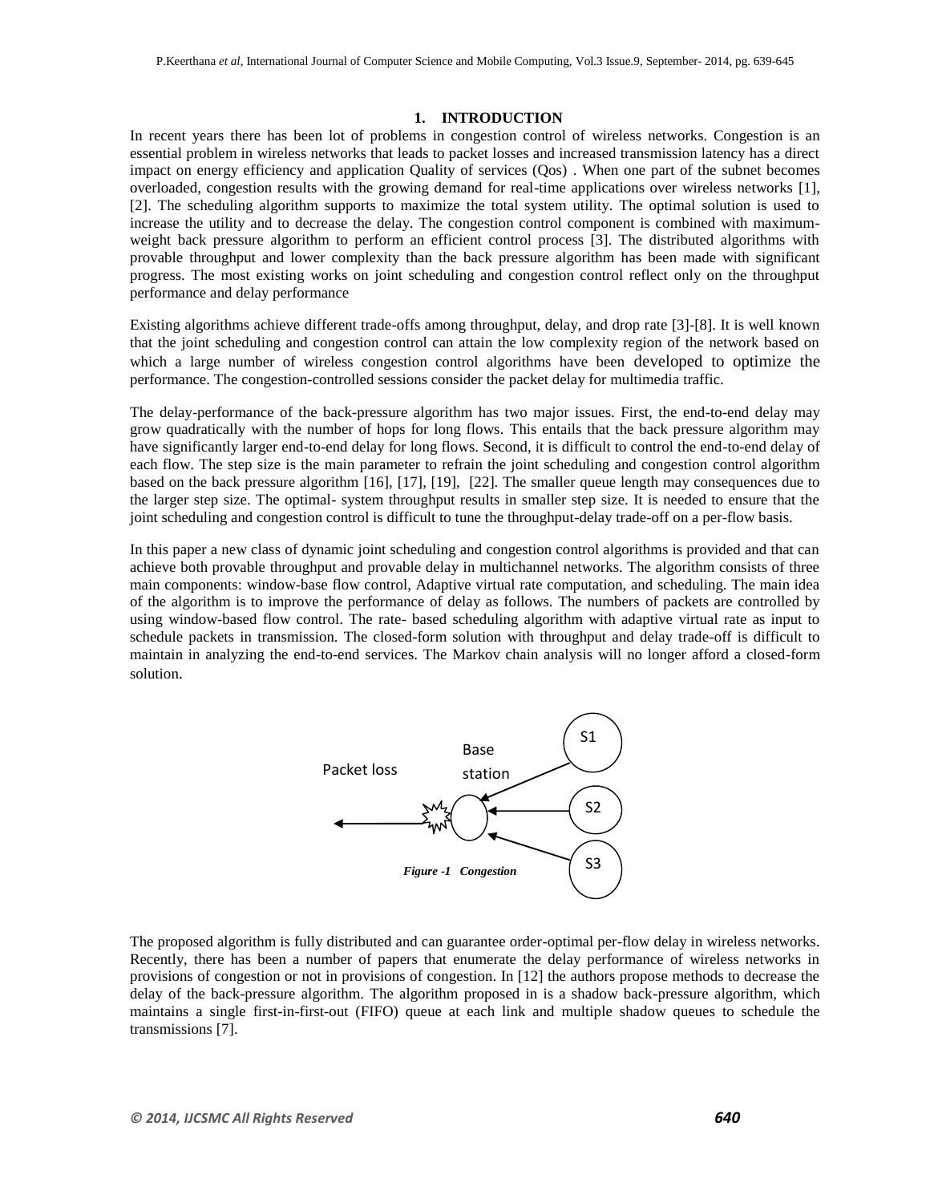## 1. INTRODUCTION

In recent years there has been lot of problems in congestion control of wireless networks. Congestion is an essential problem in wireless networks that leads to packet losses and increased transmission latency has a direct impact on energy efficiency and application Quality of services (Qos) . When one part of the subnet becomes overloaded, congestion results with the growing demand for real-time applications over wireless networks [1], [2]. The scheduling algorithm supports to maximize the total system utility. The optimal solution is used to increase the utility and to decrease the delay. The congestion control component is combined with maximum-weight back pressure algorithm to perform an efficient control process [3]. The distributed algorithms with provable throughput and lower complexity than the back pressure algorithm has been made with significant progress. The most existing works on joint scheduling and congestion control reflect only on the throughput performance and delay performance

Existing algorithms achieve different trade-offs among throughput, delay, and drop rate [3]-[8]. It is well known that the joint scheduling and congestion control can attain the low complexity region of the network based on which a large number of wireless congestion control algorithms have been developed to optimize the performance. The congestion-controlled sessions consider the packet delay for multimedia traffic.

The delay-performance of the back-pressure algorithm has two major issues. First, the end-to-end delay may grow quadratically with the number of hops for long flows. This entails that the back pressure algorithm may have significantly larger end-to-end delay for long flows. Second, it is difficult to control the end-to-end delay of each flow. The step size is the main parameter to refrain the joint scheduling and congestion control algorithm based on the back pressure algorithm [16], [17], [19], [22]. The smaller queue length may consequences due to the larger step size. The optimal- system throughput results in smaller step size. It is needed to ensure that the joint scheduling and congestion control is difficult to tune the throughput-delay trade-off on a per-flow basis.

In this paper a new class of dynamic joint scheduling and congestion control algorithms is provided and that can achieve both provable throughput and provable delay in multichannel networks. The algorithm consists of three main components: window-base flow control, Adaptive virtual rate computation, and scheduling. The main idea of the algorithm is to improve the performance of delay as follows. The numbers of packets are controlled by using window-based flow control. The rate- based scheduling algorithm with adaptive virtual rate as input to schedule packets in transmission. The closed-form solution with throughput and delay trade-off is difficult to maintain in analyzing the end-to-end services. The Markov chain analysis will no longer afford a closed-form solution.

Packet loss

Base station

S1

S2

S3

*Figure -1 Congestion*

The proposed algorithm is fully distributed and can guarantee order-optimal per-flow delay in wireless networks. Recently, there has been a number of papers that enumerate the delay performance of wireless networks in provisions of congestion or not in provisions of congestion. In [12] the authors propose methods to decrease the delay of the back-pressure algorithm. The algorithm proposed in is a shadow back-pressure algorithm, which maintains a single first-in-first-out (FIFO) queue at each link and multiple shadow queues to schedule the transmissions [7].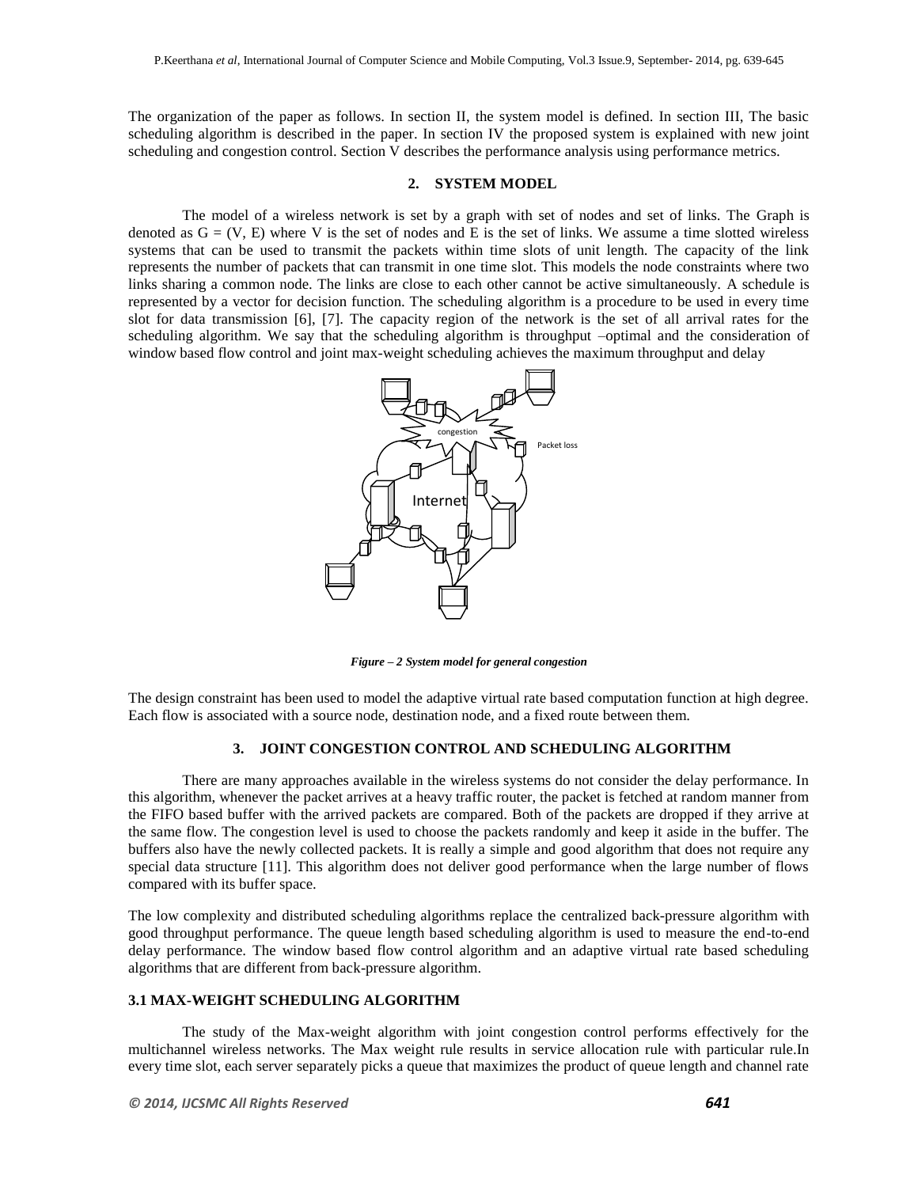The organization of the paper as follows. In section II, the system model is defined. In section III, The basic scheduling algorithm is described in the paper. In section IV the proposed system is explained with new joint scheduling and congestion control. Section V describes the performance analysis using performance metrics.

## 2. SYSTEM MODEL

The model of a wireless network is set by a graph with set of nodes and set of links. The Graph is denoted as G = (V, E) where V is the set of nodes and E is the set of links. We assume a time slotted wireless systems that can be used to transmit the packets within time slots of unit length. The capacity of the link represents the number of packets that can transmit in one time slot. This models the node constraints where two links sharing a common node. The links are close to each other cannot be active simultaneously. A schedule is represented by a vector for decision function. The scheduling algorithm is a procedure to be used in every time slot for data transmission [6], [7]. The capacity region of the network is the set of all arrival rates for the scheduling algorithm. We say that the scheduling algorithm is throughput –optimal and the consideration of window based flow control and joint max-weight scheduling achieves the maximum throughput and delay

*Figure – 2 System model for general congestion*

The design constraint has been used to model the adaptive virtual rate based computation function at high degree. Each flow is associated with a source node, destination node, and a fixed route between them.

## 3. JOINT CONGESTION CONTROL AND SCHEDULING ALGORITHM

There are many approaches available in the wireless systems do not consider the delay performance. In this algorithm, whenever the packet arrives at a heavy traffic router, the packet is fetched at random manner from the FIFO based buffer with the arrived packets are compared. Both of the packets are dropped if they arrive at the same flow. The congestion level is used to choose the packets randomly and keep it aside in the buffer. The buffers also have the newly collected packets. It is really a simple and good algorithm that does not require any special data structure [11]. This algorithm does not deliver good performance when the large number of flows compared with its buffer space.

The low complexity and distributed scheduling algorithms replace the centralized back-pressure algorithm with good throughput performance. The queue length based scheduling algorithm is used to measure the end-to-end delay performance. The window based flow control algorithm and an adaptive virtual rate based scheduling algorithms that are different from back-pressure algorithm.

### 3.1 MAX-WEIGHT SCHEDULING ALGORITHM

The study of the Max-weight algorithm with joint congestion control performs effectively for the multichannel wireless networks. The Max weight rule results in service allocation rule with particular rule.In every time slot, each server separately picks a queue that maximizes the product of queue length and channel rate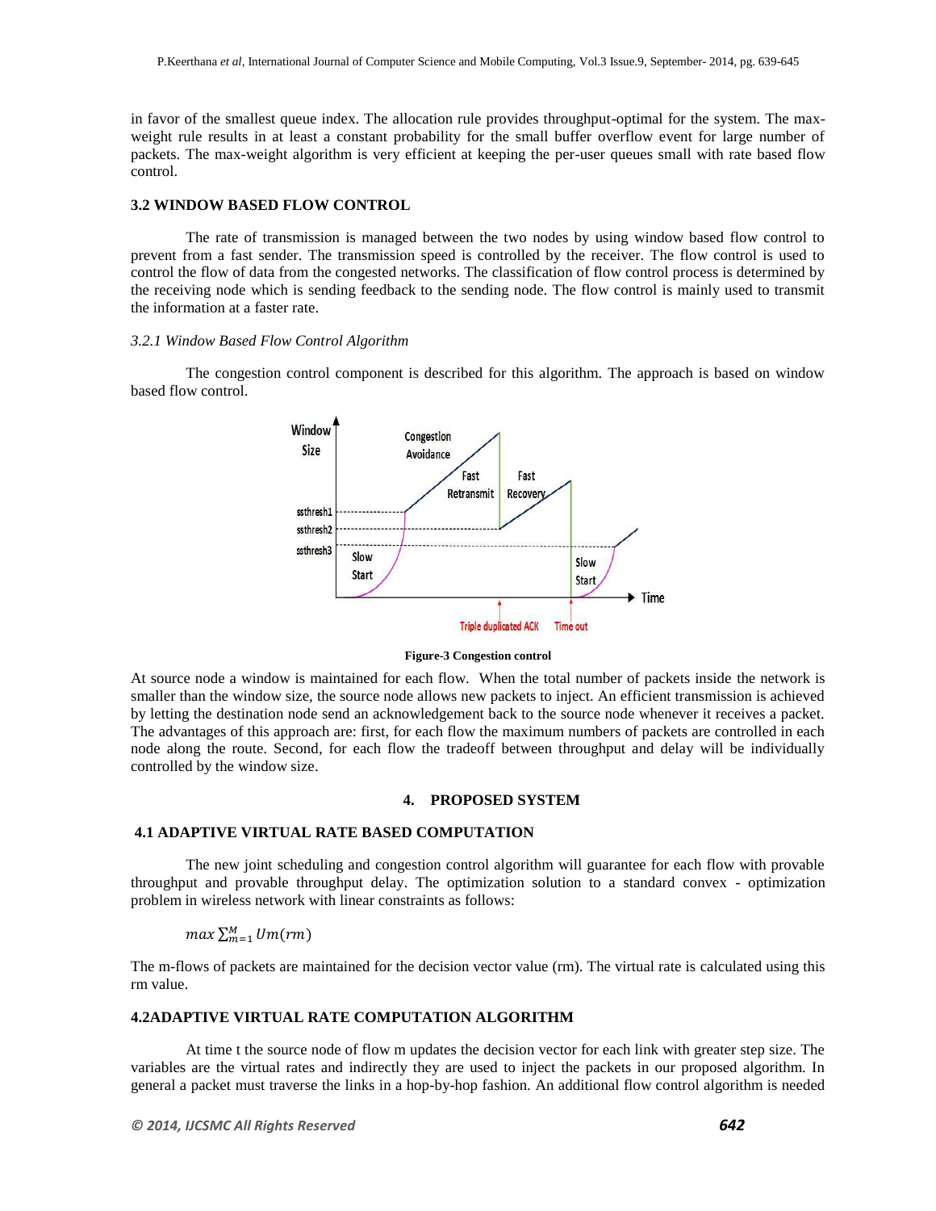in favor of the smallest queue index. The allocation rule provides throughput-optimal for the system. The max-weight rule results in at least a constant probability for the small buffer overflow event for large number of packets. The max-weight algorithm is very efficient at keeping the per-user queues small with rate based flow control.

### 3.2 WINDOW BASED FLOW CONTROL

The rate of transmission is managed between the two nodes by using window based flow control to prevent from a fast sender. The transmission speed is controlled by the receiver. The flow control is used to control the flow of data from the congested networks. The classification of flow control process is determined by the receiving node which is sending feedback to the sending node. The flow control is mainly used to transmit the information at a faster rate.

#### *3.2.1 Window Based Flow Control Algorithm*

The congestion control component is described for this algorithm. The approach is based on window based flow control.

**Figure-3 Congestion control**

At source node a window is maintained for each flow. When the total number of packets inside the network is smaller than the window size, the source node allows new packets to inject. An efficient transmission is achieved by letting the destination node send an acknowledgement back to the source node whenever it receives a packet. The advantages of this approach are: first, for each flow the maximum numbers of packets are controlled in each node along the route. Second, for each flow the tradeoff between throughput and delay will be individually controlled by the window size.

## 4. PROPOSED SYSTEM

### 4.1 ADAPTIVE VIRTUAL RATE BASED COMPUTATION

The new joint scheduling and congestion control algorithm will guarantee for each flow with provable throughput and provable throughput delay. The optimization solution to a standard convex - optimization problem in wireless network with linear constraints as follows:

$$max \sum_{m=1}^{M} Um(rm)$$

The m-flows of packets are maintained for the decision vector value (rm). The virtual rate is calculated using this rm value.

### 4.2ADAPTIVE VIRTUAL RATE COMPUTATION ALGORITHM

At time t the source node of flow m updates the decision vector for each link with greater step size. The variables are the virtual rates and indirectly they are used to inject the packets in our proposed algorithm. In general a packet must traverse the links in a hop-by-hop fashion. An additional flow control algorithm is needed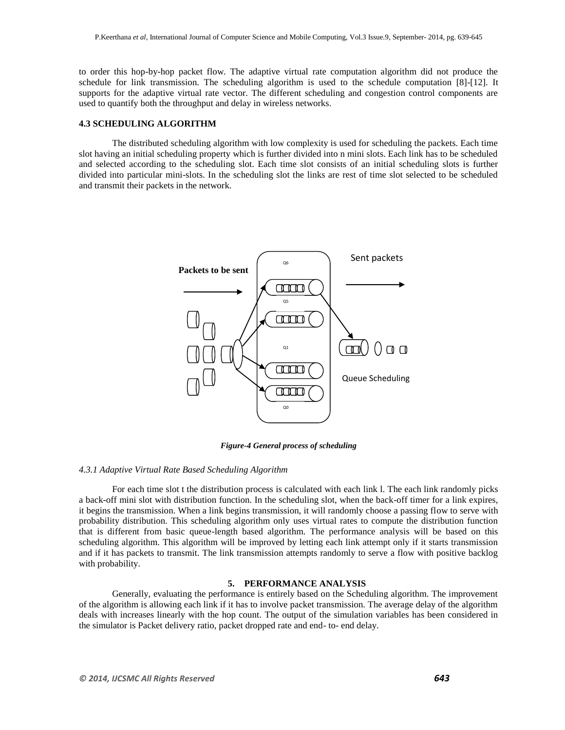to order this hop-by-hop packet flow. The adaptive virtual rate computation algorithm did not produce the schedule for link transmission. The scheduling algorithm is used to the schedule computation [8]-[12]. It supports for the adaptive virtual rate vector. The different scheduling and congestion control components are used to quantify both the throughput and delay in wireless networks.

### 4.3 SCHEDULING ALGORITHM

The distributed scheduling algorithm with low complexity is used for scheduling the packets. Each time slot having an initial scheduling property which is further divided into n mini slots. Each link has to be scheduled and selected according to the scheduling slot. Each time slot consists of an initial scheduling slots is further divided into particular mini-slots. In the scheduling slot the links are rest of time slot selected to be scheduled and transmit their packets in the network.

Packets to be sent

Q6

Q5

Q1

Q0

Sent packets

Queue Scheduling

***Figure-4 General process of scheduling***

#### *4.3.1 Adaptive Virtual Rate Based Scheduling Algorithm*

For each time slot t the distribution process is calculated with each link l. The each link randomly picks a back-off mini slot with distribution function. In the scheduling slot, when the back-off timer for a link expires, it begins the transmission. When a link begins transmission, it will randomly choose a passing flow to serve with probability distribution. This scheduling algorithm only uses virtual rates to compute the distribution function that is different from basic queue-length based algorithm. The performance analysis will be based on this scheduling algorithm. This algorithm will be improved by letting each link attempt only if it starts transmission and if it has packets to transmit. The link transmission attempts randomly to serve a flow with positive backlog with probability.

## 5. PERFORMANCE ANALYSIS

Generally, evaluating the performance is entirely based on the Scheduling algorithm. The improvement of the algorithm is allowing each link if it has to involve packet transmission. The average delay of the algorithm deals with increases linearly with the hop count. The output of the simulation variables has been considered in the simulator is Packet delivery ratio, packet dropped rate and end- to- end delay.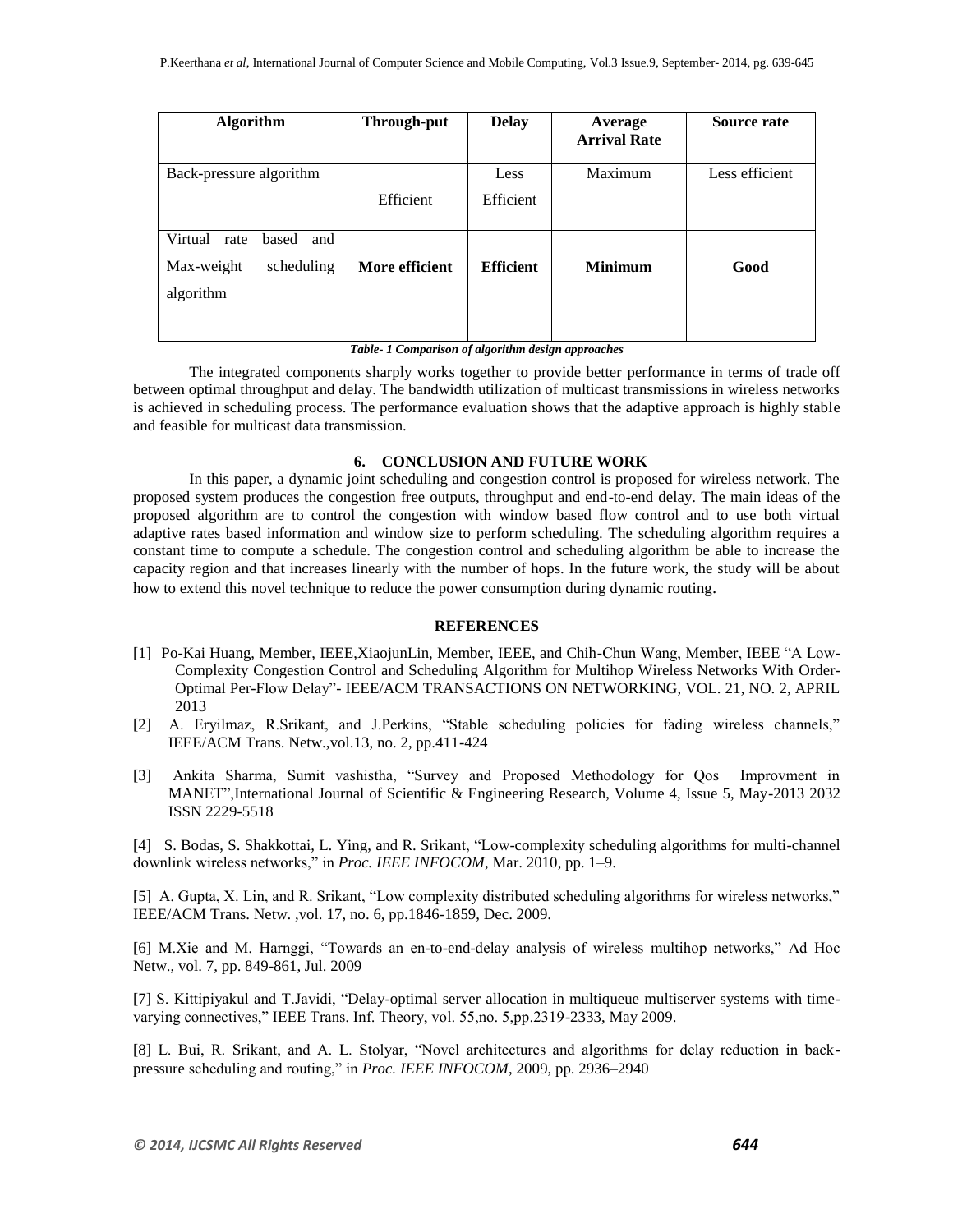| Algorithm | Through-put | Delay | Average Arrival Rate | Source rate |
|---|---|---|---|---|
| Back-pressure algorithm | Efficient | Less Efficient | Maximum | Less efficient |
| Virtual rate based and Max-weight scheduling algorithm | **More efficient** | **Efficient** | **Minimum** | **Good** |

***Table- 1 Comparison of algorithm design approaches***

The integrated components sharply works together to provide better performance in terms of trade off between optimal throughput and delay. The bandwidth utilization of multicast transmissions in wireless networks is achieved in scheduling process. The performance evaluation shows that the adaptive approach is highly stable and feasible for multicast data transmission.

## 6. CONCLUSION AND FUTURE WORK

In this paper, a dynamic joint scheduling and congestion control is proposed for wireless network. The proposed system produces the congestion free outputs, throughput and end-to-end delay. The main ideas of the proposed algorithm are to control the congestion with window based flow control and to use both virtual adaptive rates based information and window size to perform scheduling. The scheduling algorithm requires a constant time to compute a schedule. The congestion control and scheduling algorithm be able to increase the capacity region and that increases linearly with the number of hops. In the future work, the study will be about how to extend this novel technique to reduce the power consumption during dynamic routing.

## REFERENCES

[1] Po-Kai Huang, Member, IEEE,XiaojunLin, Member, IEEE, and Chih-Chun Wang, Member, IEEE "A Low-Complexity Congestion Control and Scheduling Algorithm for Multihop Wireless Networks With Order-Optimal Per-Flow Delay"- IEEE/ACM TRANSACTIONS ON NETWORKING, VOL. 21, NO. 2, APRIL 2013

[2] A. Eryilmaz, R.Srikant, and J.Perkins, "Stable scheduling policies for fading wireless channels," IEEE/ACM Trans. Netw.,vol.13, no. 2, pp.411-424

[3] Ankita Sharma, Sumit vashistha, "Survey and Proposed Methodology for Qos Improvment in MANET",International Journal of Scientific & Engineering Research, Volume 4, Issue 5, May-2013 2032 ISSN 2229-5518

[4] S. Bodas, S. Shakkottai, L. Ying, and R. Srikant, "Low-complexity scheduling algorithms for multi-channel downlink wireless networks," in *Proc. IEEE INFOCOM*, Mar. 2010, pp. 1–9.

[5] A. Gupta, X. Lin, and R. Srikant, "Low complexity distributed scheduling algorithms for wireless networks," IEEE/ACM Trans. Netw. ,vol. 17, no. 6, pp.1846-1859, Dec. 2009.

[6] M.Xie and M. Harnggi, "Towards an en-to-end-delay analysis of wireless multihop networks," Ad Hoc Netw., vol. 7, pp. 849-861, Jul. 2009

[7] S. Kittipiyakul and T.Javidi, "Delay-optimal server allocation in multiqueue multiserver systems with time-varying connectives," IEEE Trans. Inf. Theory, vol. 55,no. 5,pp.2319-2333, May 2009.

[8] L. Bui, R. Srikant, and A. L. Stolyar, "Novel architectures and algorithms for delay reduction in back-pressure scheduling and routing," in *Proc. IEEE INFOCOM*, 2009, pp. 2936–2940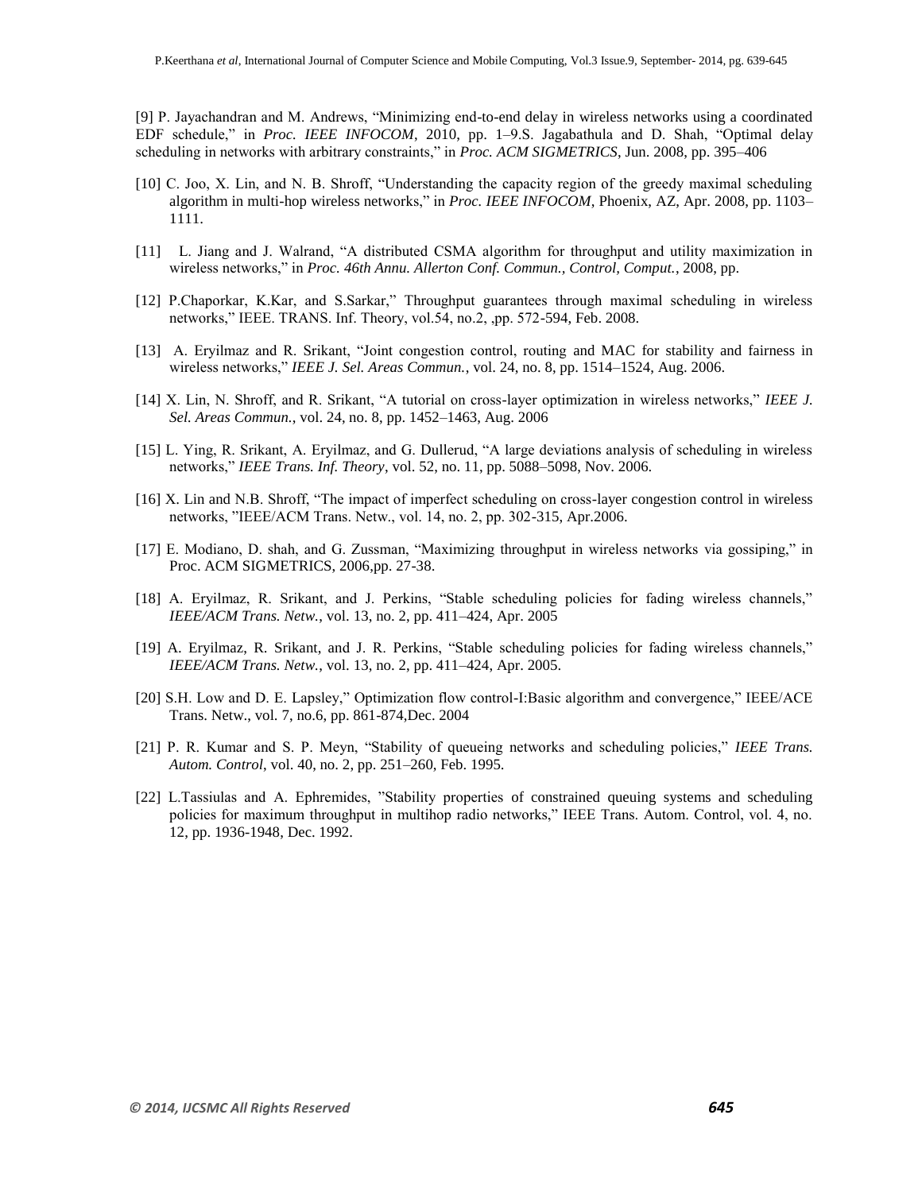[9] P. Jayachandran and M. Andrews, “Minimizing end-to-end delay in wireless networks using a coordinated EDF schedule,” in *Proc. IEEE INFOCOM*, 2010, pp. 1–9.S. Jagabathula and D. Shah, “Optimal delay scheduling in networks with arbitrary constraints,” in *Proc. ACM SIGMETRICS*, Jun. 2008, pp. 395–406

[10] C. Joo, X. Lin, and N. B. Shroff, “Understanding the capacity region of the greedy maximal scheduling algorithm in multi-hop wireless networks,” in *Proc. IEEE INFOCOM*, Phoenix, AZ, Apr. 2008, pp. 1103–1111.

[11] L. Jiang and J. Walrand, “A distributed CSMA algorithm for throughput and utility maximization in wireless networks,” in *Proc. 46th Annu. Allerton Conf. Commun., Control, Comput.*, 2008, pp.

[12] P.Chaporkar, K.Kar, and S.Sarkar,” Throughput guarantees through maximal scheduling in wireless networks,” IEEE. TRANS. Inf. Theory, vol.54, no.2, ,pp. 572-594, Feb. 2008.

[13] A. Eryilmaz and R. Srikant, “Joint congestion control, routing and MAC for stability and fairness in wireless networks,” *IEEE J. Sel. Areas Commun.*, vol. 24, no. 8, pp. 1514–1524, Aug. 2006.

[14] X. Lin, N. Shroff, and R. Srikant, “A tutorial on cross-layer optimization in wireless networks,” *IEEE J. Sel. Areas Commun.*, vol. 24, no. 8, pp. 1452–1463, Aug. 2006

[15] L. Ying, R. Srikant, A. Eryilmaz, and G. Dullerud, “A large deviations analysis of scheduling in wireless networks,” *IEEE Trans. Inf. Theory*, vol. 52, no. 11, pp. 5088–5098, Nov. 2006.

[16] X. Lin and N.B. Shroff, “The impact of imperfect scheduling on cross-layer congestion control in wireless networks, ”IEEE/ACM Trans. Netw., vol. 14, no. 2, pp. 302-315, Apr.2006.

[17] E. Modiano, D. shah, and G. Zussman, “Maximizing throughput in wireless networks via gossiping,” in Proc. ACM SIGMETRICS, 2006,pp. 27-38.

[18] A. Eryilmaz, R. Srikant, and J. Perkins, “Stable scheduling policies for fading wireless channels,” *IEEE/ACM Trans. Netw.*, vol. 13, no. 2, pp. 411–424, Apr. 2005

[19] A. Eryilmaz, R. Srikant, and J. R. Perkins, “Stable scheduling policies for fading wireless channels,” *IEEE/ACM Trans. Netw.*, vol. 13, no. 2, pp. 411–424, Apr. 2005.

[20] S.H. Low and D. E. Lapsley,” Optimization flow control-I:Basic algorithm and convergence,” IEEE/ACE Trans. Netw., vol. 7, no.6, pp. 861-874,Dec. 2004

[21] P. R. Kumar and S. P. Meyn, “Stability of queueing networks and scheduling policies,” *IEEE Trans. Autom. Control*, vol. 40, no. 2, pp. 251–260, Feb. 1995.

[22] L.Tassiulas and A. Ephremides, ”Stability properties of constrained queuing systems and scheduling policies for maximum throughput in multihop radio networks,” IEEE Trans. Autom. Control, vol. 4, no. 12, pp. 1936-1948, Dec. 1992.